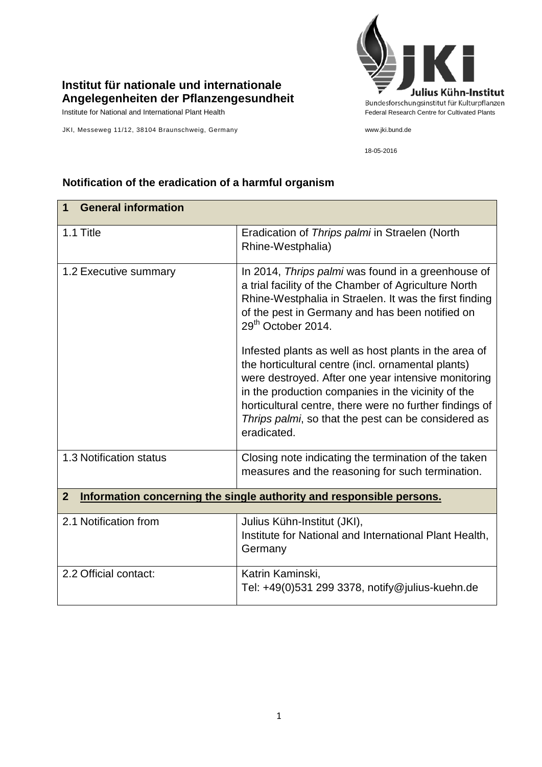**Institut für nationale und internationale Angelegenheiten der Pflanzengesundheit**

Institute for National and International Plant Health

JKI, Messeweg 11/12, 38104 Braunschweig, Germany

Julius Kühn-Institut
Bundesforschungsinstitut für Kulturpflanzen
Federal Research Centre for Cultivated Plants

www.jki.bund.de

18-05-2016

## Notification of the eradication of a harmful organism

| **1 General information** | |
|---|---|
| 1.1 Title | Eradication of *Thrips palmi* in Straelen (North Rhine-Westphalia) |
| 1.2 Executive summary | In 2014, *Thrips palmi* was found in a greenhouse of a trial facility of the Chamber of Agriculture North Rhine-Westphalia in Straelen. It was the first finding of the pest in Germany and has been notified on 29th October 2014.<br><br>Infested plants as well as host plants in the area of the horticultural centre (incl. ornamental plants) were destroyed. After one year intensive monitoring in the production companies in the vicinity of the horticultural centre, there were no further findings of *Thrips palmi*, so that the pest can be considered as eradicated. |
| 1.3 Notification status | Closing note indicating the termination of the taken measures and the reasoning for such termination. |
| **2 Information concerning the single authority and responsible persons.** | |
| 2.1 Notification from | Julius Kühn-Institut (JKI),<br>Institute for National and International Plant Health, Germany |
| 2.2 Official contact: | Katrin Kaminski,<br>Tel: +49(0)531 299 3378, notify@julius-kuehn.de |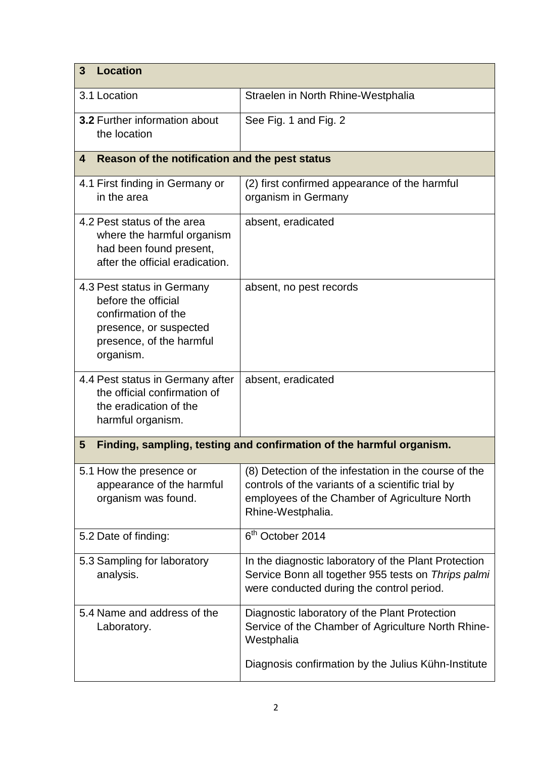| **3 Location** | |
|---|---|
| 3.1 Location | Straelen in North Rhine-Westphalia |
| **3.2** Further information about the location | See Fig. 1 and Fig. 2 |
| **4 Reason of the notification and the pest status** | |
| 4.1 First finding in Germany or in the area | (2) first confirmed appearance of the harmful organism in Germany |
| 4.2 Pest status of the area where the harmful organism had been found present, after the official eradication. | absent, eradicated |
| 4.3 Pest status in Germany before the official confirmation of the presence, or suspected presence, of the harmful organism. | absent, no pest records |
| 4.4 Pest status in Germany after the official confirmation of the eradication of the harmful organism. | absent, eradicated |
| **5 Finding, sampling, testing and confirmation of the harmful organism.** | |
| 5.1 How the presence or appearance of the harmful organism was found. | (8) Detection of the infestation in the course of the controls of the variants of a scientific trial by employees of the Chamber of Agriculture North Rhine-Westphalia. |
| 5.2 Date of finding: | 6th October 2014 |
| 5.3 Sampling for laboratory analysis. | In the diagnostic laboratory of the Plant Protection Service Bonn all together 955 tests on *Thrips palmi* were conducted during the control period. |
| 5.4 Name and address of the Laboratory. | Diagnostic laboratory of the Plant Protection Service of the Chamber of Agriculture North Rhine-Westphalia<br><br>Diagnosis confirmation by the Julius Kühn-Institute |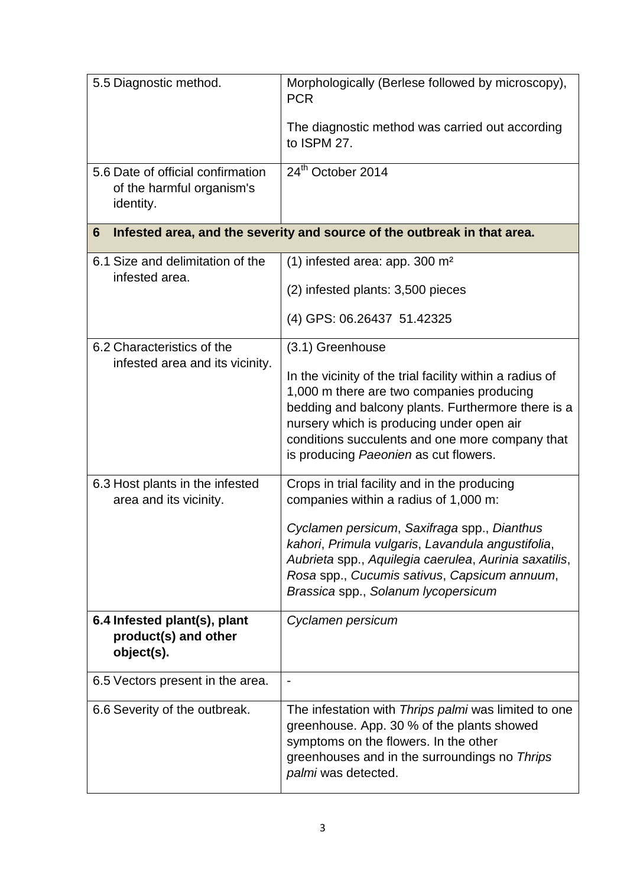| | |
|---|---|
| 5.5 Diagnostic method. | Morphologically (Berlese followed by microscopy), PCR<br><br>The diagnostic method was carried out according to ISPM 27. |
| 5.6 Date of official confirmation of the harmful organism's identity. | 24th October 2014 |
| **6 Infested area, and the severity and source of the outbreak in that area.** | |
| 6.1 Size and delimitation of the infested area. | (1) infested area: app. 300 m²<br><br>(2) infested plants: 3,500 pieces<br><br>(4) GPS: 06.26437 51.42325 |
| 6.2 Characteristics of the infested area and its vicinity. | (3.1) Greenhouse<br><br>In the vicinity of the trial facility within a radius of 1,000 m there are two companies producing bedding and balcony plants. Furthermore there is a nursery which is producing under open air conditions succulents and one more company that is producing *Paeonien* as cut flowers. |
| 6.3 Host plants in the infested area and its vicinity. | Crops in trial facility and in the producing companies within a radius of 1,000 m:<br><br>*Cyclamen persicum*, *Saxifraga* spp., *Dianthus kahori*, *Primula vulgaris*, *Lavandula angustifolia*, *Aubrieta* spp., *Aquilegia caerulea*, *Aurinia saxatilis*, *Rosa* spp., *Cucumis sativus*, *Capsicum annuum*, *Brassica* spp., *Solanum lycopersicum* |
| **6.4 Infested plant(s), plant product(s) and other object(s).** | *Cyclamen persicum* |
| 6.5 Vectors present in the area. | - |
| 6.6 Severity of the outbreak. | The infestation with *Thrips palmi* was limited to one greenhouse. App. 30 % of the plants showed symptoms on the flowers. In the other greenhouses and in the surroundings no *Thrips palmi* was detected. |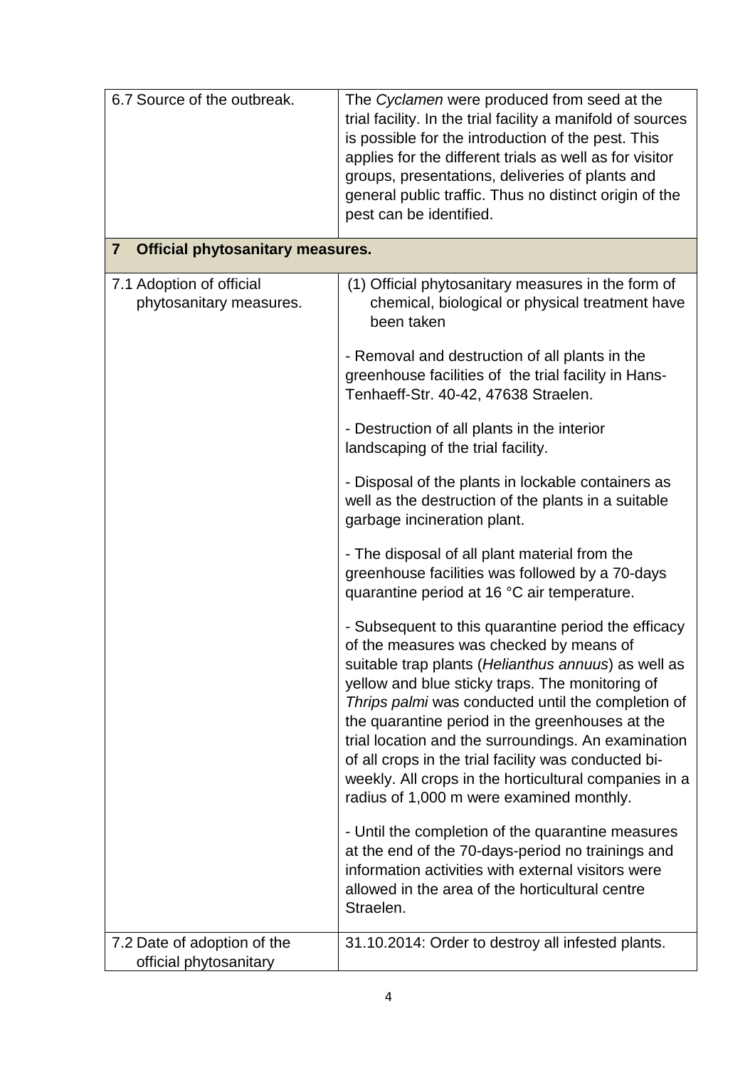| | |
|---|---|
| 6.7 Source of the outbreak. | The *Cyclamen* were produced from seed at the trial facility. In the trial facility a manifold of sources is possible for the introduction of the pest. This applies for the different trials as well as for visitor groups, presentations, deliveries of plants and general public traffic. Thus no distinct origin of the pest can be identified. |
| **7 Official phytosanitary measures.** | |
| 7.1 Adoption of official phytosanitary measures. | (1) Official phytosanitary measures in the form of chemical, biological or physical treatment have been taken<br><br>- Removal and destruction of all plants in the greenhouse facilities of the trial facility in Hans-Tenhaeff-Str. 40-42, 47638 Straelen.<br><br>- Destruction of all plants in the interior landscaping of the trial facility.<br><br>- Disposal of the plants in lockable containers as well as the destruction of the plants in a suitable garbage incineration plant.<br><br>- The disposal of all plant material from the greenhouse facilities was followed by a 70-days quarantine period at 16 °C air temperature.<br><br>- Subsequent to this quarantine period the efficacy of the measures was checked by means of suitable trap plants (*Helianthus annuus*) as well as yellow and blue sticky traps. The monitoring of *Thrips palmi* was conducted until the completion of the quarantine period in the greenhouses at the trial location and the surroundings. An examination of all crops in the trial facility was conducted bi-weekly. All crops in the horticultural companies in a radius of 1,000 m were examined monthly.<br><br>- Until the completion of the quarantine measures at the end of the 70-days-period no trainings and information activities with external visitors were allowed in the area of the horticultural centre Straelen. |
| 7.2 Date of adoption of the official phytosanitary | 31.10.2014: Order to destroy all infested plants. |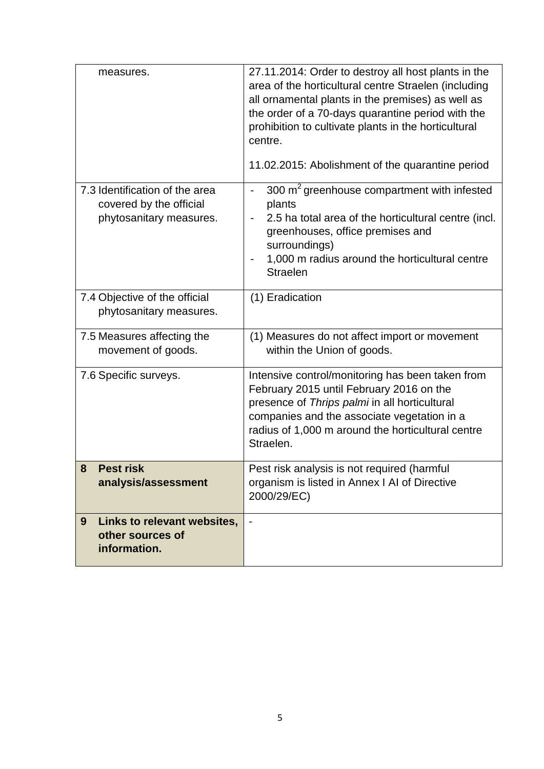| | |
|---|---|
| measures. | 27.11.2014: Order to destroy all host plants in the area of the horticultural centre Straelen (including all ornamental plants in the premises) as well as the order of a 70-days quarantine period with the prohibition to cultivate plants in the horticultural centre.<br><br>11.02.2015: Abolishment of the quarantine period |
| 7.3 Identification of the area covered by the official phytosanitary measures. | - 300 $m^2$ greenhouse compartment with infested plants<br>- 2.5 ha total area of the horticultural centre (incl. greenhouses, office premises and surroundings)<br>- 1,000 m radius around the horticultural centre Straelen |
| 7.4 Objective of the official phytosanitary measures. | (1) Eradication |
| 7.5 Measures affecting the movement of goods. | (1) Measures do not affect import or movement within the Union of goods. |
| 7.6 Specific surveys. | Intensive control/monitoring has been taken from February 2015 until February 2016 on the presence of *Thrips palmi* in all horticultural companies and the associate vegetation in a radius of 1,000 m around the horticultural centre Straelen. |
| **8 Pest risk analysis/assessment** | Pest risk analysis is not required (harmful organism is listed in Annex I AI of Directive 2000/29/EC) |
| **9 Links to relevant websites, other sources of information.** | - |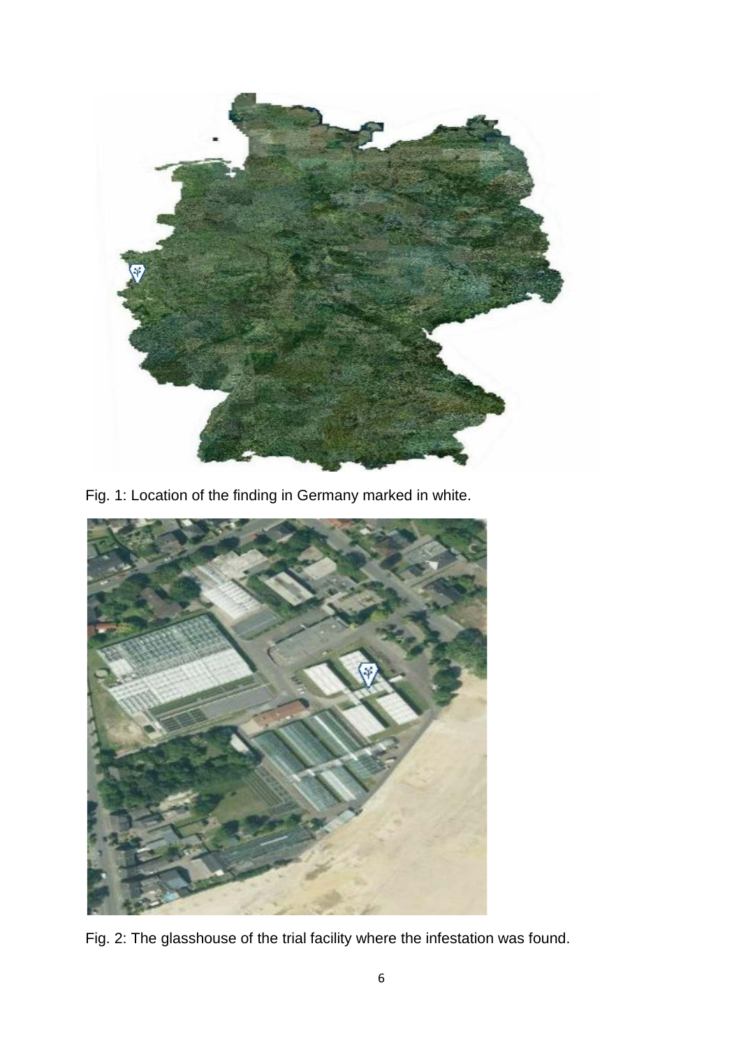Fig. 1: Location of the finding in Germany marked in white.

Fig. 2: The glasshouse of the trial facility where the infestation was found.